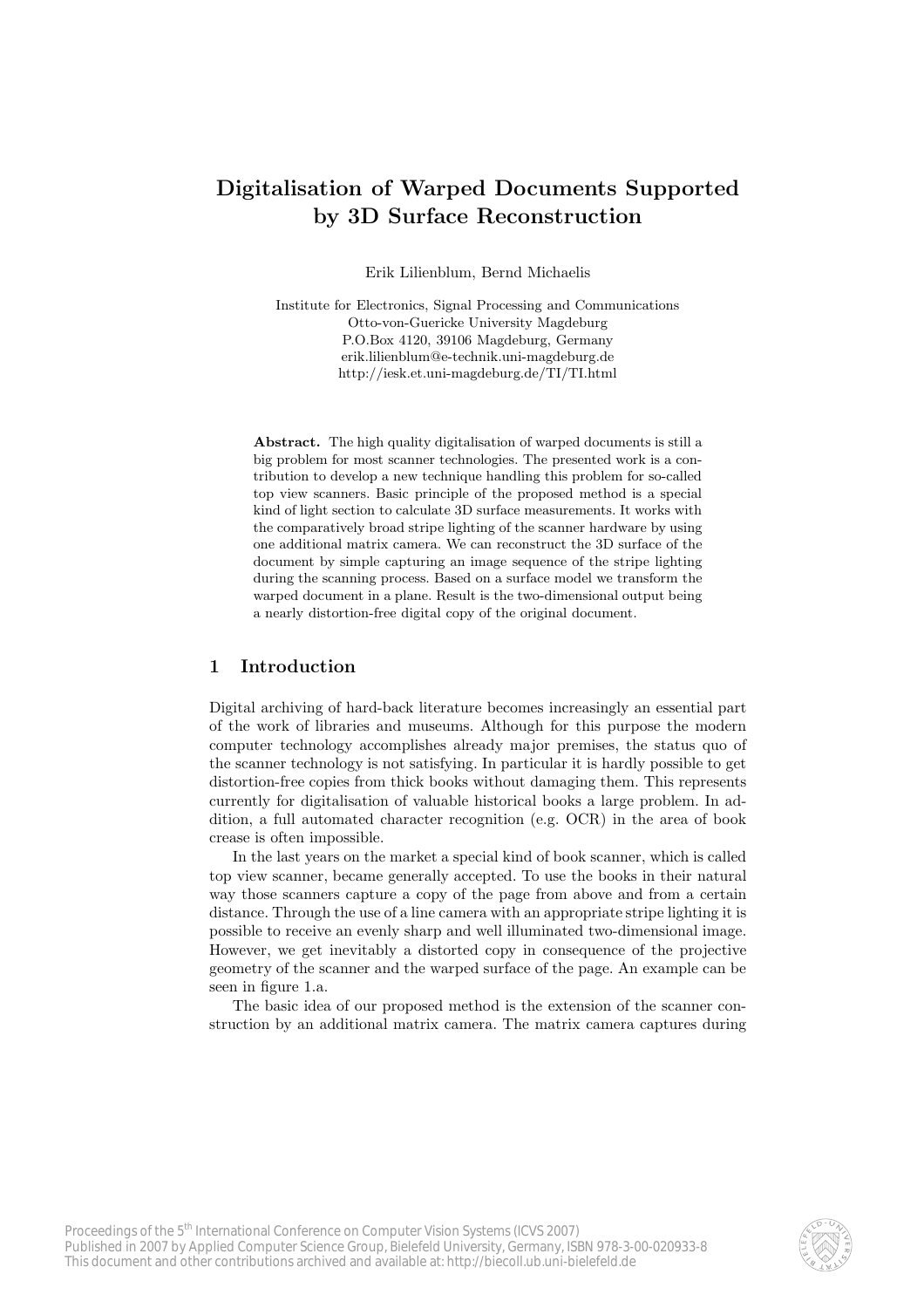# Digitalisation of Warped Documents Supported by 3D Surface Reconstruction

Erik Lilienblum, Bernd Michaelis

Institute for Electronics, Signal Processing and Communications
Otto-von-Guericke University Magdeburg
P.O.Box 4120, 39106 Magdeburg, Germany
erik.lilienblum@e-technik.uni-magdeburg.de
http://iesk.et.uni-magdeburg.de/TI/TI.html

**Abstract.** The high quality digitalisation of warped documents is still a big problem for most scanner technologies. The presented work is a contribution to develop a new technique handling this problem for so-called top view scanners. Basic principle of the proposed method is a special kind of light section to calculate 3D surface measurements. It works with the comparatively broad stripe lighting of the scanner hardware by using one additional matrix camera. We can reconstruct the 3D surface of the document by simple capturing an image sequence of the stripe lighting during the scanning process. Based on a surface model we transform the warped document in a plane. Result is the two-dimensional output being a nearly distortion-free digital copy of the original document.

## 1 Introduction

Digital archiving of hard-back literature becomes increasingly an essential part of the work of libraries and museums. Although for this purpose the modern computer technology accomplishes already major premises, the status quo of the scanner technology is not satisfying. In particular it is hardly possible to get distortion-free copies from thick books without damaging them. This represents currently for digitalisation of valuable historical books a large problem. In addition, a full automated character recognition (e.g. OCR) in the area of book crease is often impossible.

In the last years on the market a special kind of book scanner, which is called top view scanner, became generally accepted. To use the books in their natural way those scanners capture a copy of the page from above and from a certain distance. Through the use of a line camera with an appropriate stripe lighting it is possible to receive an evenly sharp and well illuminated two-dimensional image. However, we get inevitably a distorted copy in consequence of the projective geometry of the scanner and the warped surface of the page. An example can be seen in figure 1.a.

The basic idea of our proposed method is the extension of the scanner construction by an additional matrix camera. The matrix camera captures during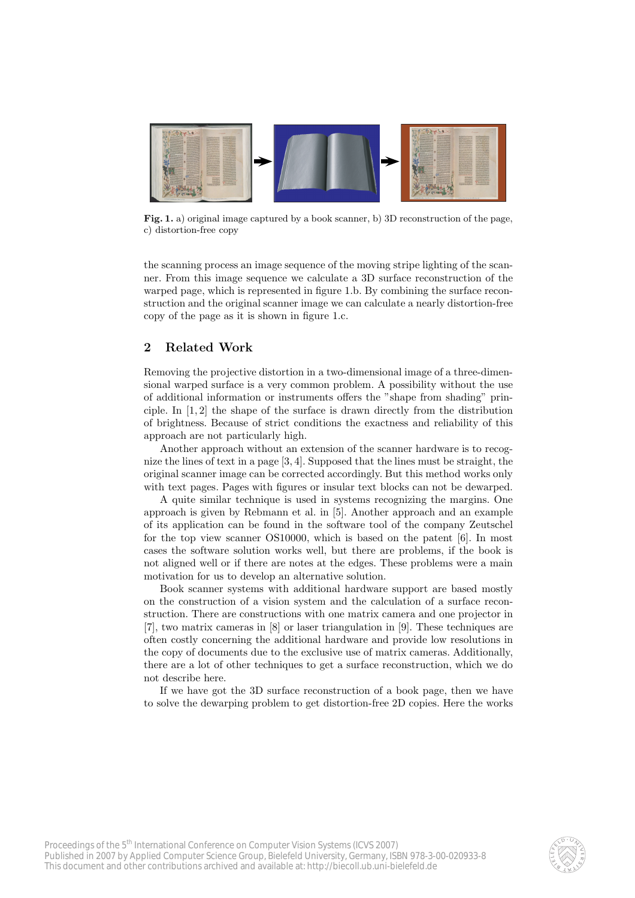**Fig. 1.** a) original image captured by a book scanner, b) 3D reconstruction of the page, c) distortion-free copy

the scanning process an image sequence of the moving stripe lighting of the scanner. From this image sequence we calculate a 3D surface reconstruction of the warped page, which is represented in figure 1.b. By combining the surface reconstruction and the original scanner image we can calculate a nearly distortion-free copy of the page as it is shown in figure 1.c.

## 2 Related Work

Removing the projective distortion in a two-dimensional image of a three-dimensional warped surface is a very common problem. A possibility without the use of additional information or instruments offers the "shape from shading" principle. In [1, 2] the shape of the surface is drawn directly from the distribution of brightness. Because of strict conditions the exactness and reliability of this approach are not particularly high.

Another approach without an extension of the scanner hardware is to recognize the lines of text in a page [3, 4]. Supposed that the lines must be straight, the original scanner image can be corrected accordingly. But this method works only with text pages. Pages with figures or insular text blocks can not be dewarped.

A quite similar technique is used in systems recognizing the margins. One approach is given by Rebmann et al. in [5]. Another approach and an example of its application can be found in the software tool of the company Zeutschel for the top view scanner OS10000, which is based on the patent [6]. In most cases the software solution works well, but there are problems, if the book is not aligned well or if there are notes at the edges. These problems were a main motivation for us to develop an alternative solution.

Book scanner systems with additional hardware support are based mostly on the construction of a vision system and the calculation of a surface reconstruction. There are constructions with one matrix camera and one projector in [7], two matrix cameras in [8] or laser triangulation in [9]. These techniques are often costly concerning the additional hardware and provide low resolutions in the copy of documents due to the exclusive use of matrix cameras. Additionally, there are a lot of other techniques to get a surface reconstruction, which we do not describe here.

If we have got the 3D surface reconstruction of a book page, then we have to solve the dewarping problem to get distortion-free 2D copies. Here the works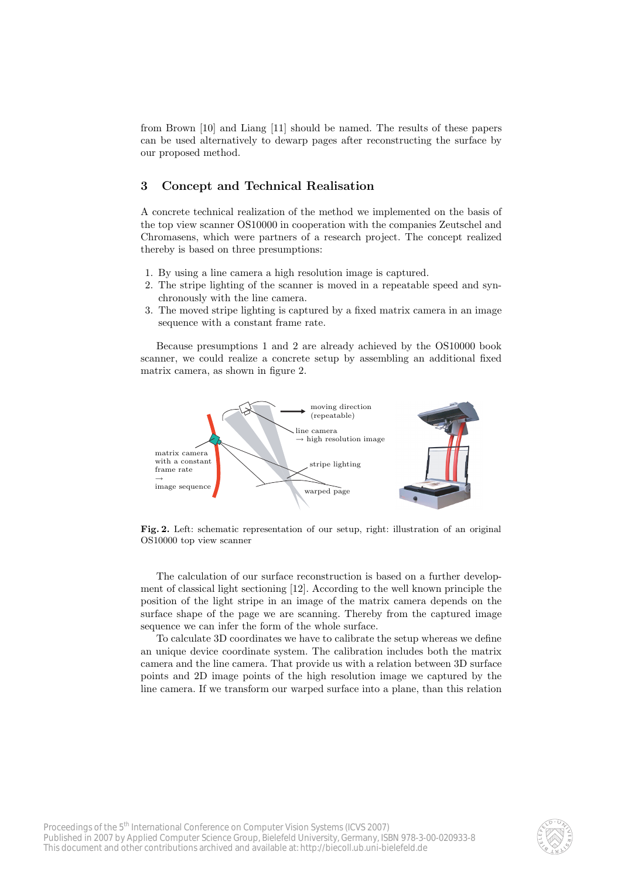from Brown [10] and Liang [11] should be named. The results of these papers can be used alternatively to dewarp pages after reconstructing the surface by our proposed method.

## 3 Concept and Technical Realisation

A concrete technical realization of the method we implemented on the basis of the top view scanner OS10000 in cooperation with the companies Zeutschel and Chromasens, which were partners of a research project. The concept realized thereby is based on three presumptions:

1. By using a line camera a high resolution image is captured.
2. The stripe lighting of the scanner is moved in a repeatable speed and synchronously with the line camera.
3. The moved stripe lighting is captured by a fixed matrix camera in an image sequence with a constant frame rate.

Because presumptions 1 and 2 are already achieved by the OS10000 book scanner, we could realize a concrete setup by assembling an additional fixed matrix camera, as shown in figure 2.

**Fig. 2.** Left: schematic representation of our setup, right: illustration of an original OS10000 top view scanner

The calculation of our surface reconstruction is based on a further development of classical light sectioning [12]. According to the well known principle the position of the light stripe in an image of the matrix camera depends on the surface shape of the page we are scanning. Thereby from the captured image sequence we can infer the form of the whole surface.

To calculate 3D coordinates we have to calibrate the setup whereas we define an unique device coordinate system. The calibration includes both the matrix camera and the line camera. That provide us with a relation between 3D surface points and 2D image points of the high resolution image we captured by the line camera. If we transform our warped surface into a plane, than this relation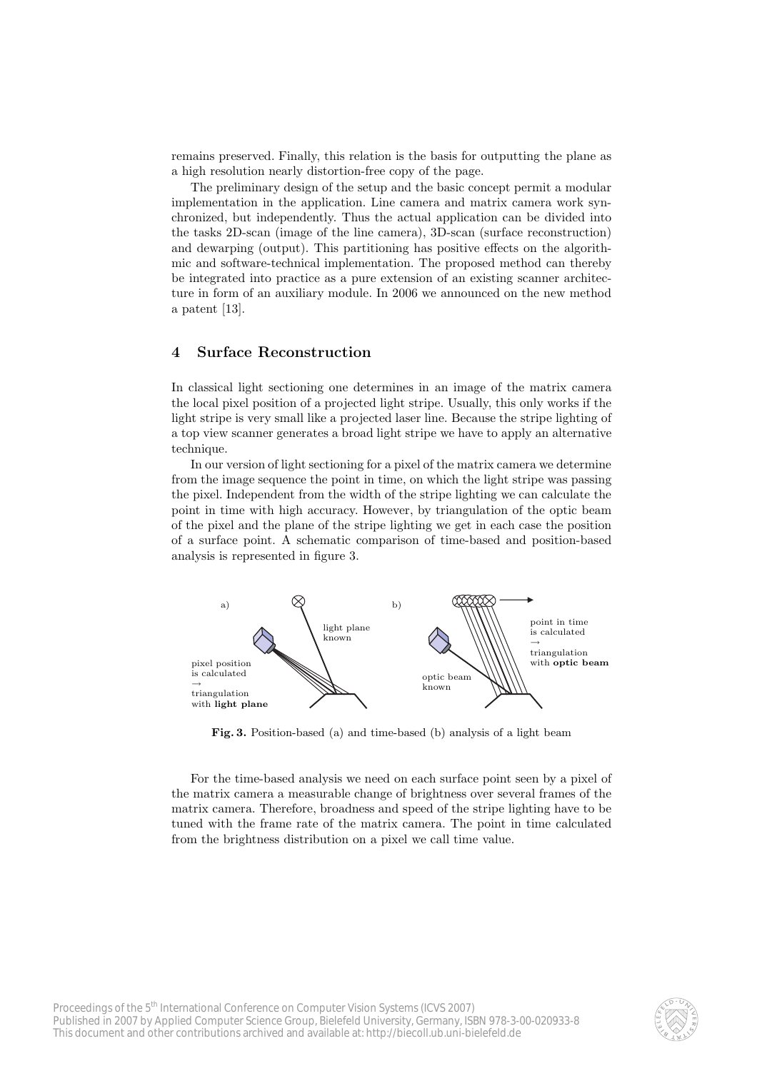remains preserved. Finally, this relation is the basis for outputting the plane as a high resolution nearly distortion-free copy of the page.

The preliminary design of the setup and the basic concept permit a modular implementation in the application. Line camera and matrix camera work synchronized, but independently. Thus the actual application can be divided into the tasks 2D-scan (image of the line camera), 3D-scan (surface reconstruction) and dewarping (output). This partitioning has positive effects on the algorithmic and software-technical implementation. The proposed method can thereby be integrated into practice as a pure extension of an existing scanner architecture in form of an auxiliary module. In 2006 we announced on the new method a patent [13].

## 4 Surface Reconstruction

In classical light sectioning one determines in an image of the matrix camera the local pixel position of a projected light stripe. Usually, this only works if the light stripe is very small like a projected laser line. Because the stripe lighting of a top view scanner generates a broad light stripe we have to apply an alternative technique.

In our version of light sectioning for a pixel of the matrix camera we determine from the image sequence the point in time, on which the light stripe was passing the pixel. Independent from the width of the stripe lighting we can calculate the point in time with high accuracy. However, by triangulation of the optic beam of the pixel and the plane of the stripe lighting we get in each case the position of a surface point. A schematic comparison of time-based and position-based analysis is represented in figure 3.

**Fig. 3.** Position-based (a) and time-based (b) analysis of a light beam

For the time-based analysis we need on each surface point seen by a pixel of the matrix camera a measurable change of brightness over several frames of the matrix camera. Therefore, broadness and speed of the stripe lighting have to be tuned with the frame rate of the matrix camera. The point in time calculated from the brightness distribution on a pixel we call time value.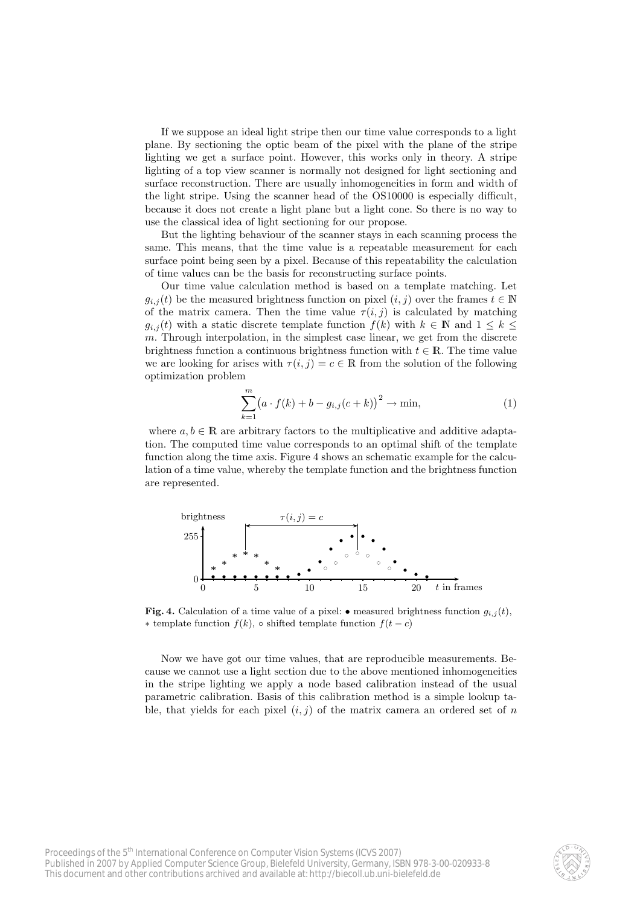If we suppose an ideal light stripe then our time value corresponds to a light plane. By sectioning the optic beam of the pixel with the plane of the stripe lighting we get a surface point. However, this works only in theory. A stripe lighting of a top view scanner is normally not designed for light sectioning and surface reconstruction. There are usually inhomogeneities in form and width of the light stripe. Using the scanner head of the OS10000 is especially difficult, because it does not create a light plane but a light cone. So there is no way to use the classical idea of light sectioning for our propose.

But the lighting behaviour of the scanner stays in each scanning process the same. This means, that the time value is a repeatable measurement for each surface point being seen by a pixel. Because of this repeatability the calculation of time values can be the basis for reconstructing surface points.

Our time value calculation method is based on a template matching. Let $g_{i,j}(t)$ be the measured brightness function on pixel $(i, j)$ over the frames $t \in \mathbb{N}$ of the matrix camera. Then the time value $\tau(i, j)$ is calculated by matching $g_{i,j}(t)$ with a static discrete template function $f(k)$ with $k \in \mathbb{N}$ and $1 \leq k \leq m$. Through interpolation, in the simplest case linear, we get from the discrete brightness function a continuous brightness function with $t \in \mathbb{R}$. The time value we are looking for arises with $\tau(i, j) = c \in \mathbb{R}$ from the solution of the following optimization problem

$$\sum_{k=1}^{m} \left(a \cdot f(k) + b - g_{i,j}(c + k)\right)^2 \to \min, \tag{1}$$

where $a, b \in \mathbb{R}$ are arbitrary factors to the multiplicative and additive adaptation. The computed time value corresponds to an optimal shift of the template function along the time axis. Figure 4 shows an schematic example for the calculation of a time value, whereby the template function and the brightness function are represented.

**Fig. 4.** Calculation of a time value of a pixel: • measured brightness function $g_{i,j}(t)$, $*$ template function $f(k)$, ∘ shifted template function $f(t - c)$

Now we have got our time values, that are reproducible measurements. Because we cannot use a light section due to the above mentioned inhomogeneities in the stripe lighting we apply a node based calibration instead of the usual parametric calibration. Basis of this calibration method is a simple lookup table, that yields for each pixel $(i, j)$ of the matrix camera an ordered set of $n$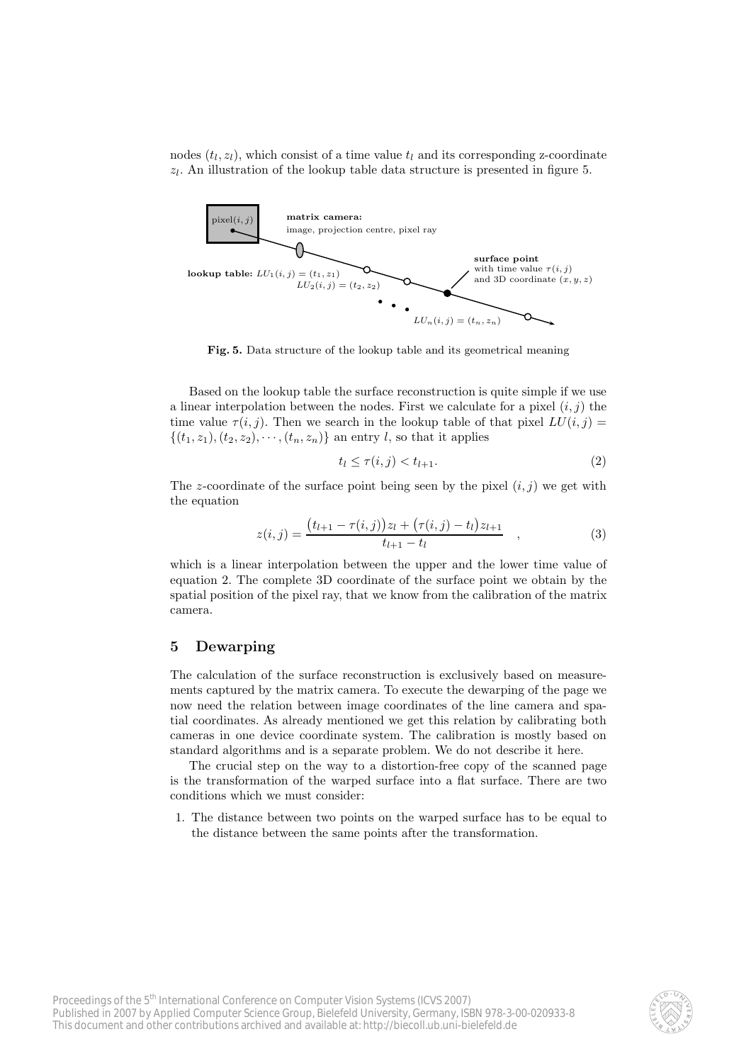nodes $(t_l, z_l)$, which consist of a time value $t_l$ and its corresponding z-coordinate $z_l$. An illustration of the lookup table data structure is presented in figure 5.

**Fig. 5.** Data structure of the lookup table and its geometrical meaning

Based on the lookup table the surface reconstruction is quite simple if we use a linear interpolation between the nodes. First we calculate for a pixel $(i, j)$ the time value $\tau(i, j)$. Then we search in the lookup table of that pixel $LU(i, j) = \{(t_1, z_1), (t_2, z_2), \cdots, (t_n, z_n)\}$ an entry $l$, so that it applies

$$t_l \leq \tau(i, j) < t_{l+1}. \tag{2}$$

The $z$-coordinate of the surface point being seen by the pixel $(i, j)$ we get with the equation

$$z(i, j) = \frac{\big(t_{l+1} - \tau(i, j)\big) z_l + \big(\tau(i, j) - t_l\big) z_{l+1}}{t_{l+1} - t_l} \quad , \tag{3}$$

which is a linear interpolation between the upper and the lower time value of equation 2. The complete 3D coordinate of the surface point we obtain by the spatial position of the pixel ray, that we know from the calibration of the matrix camera.

## 5 Dewarping

The calculation of the surface reconstruction is exclusively based on measurements captured by the matrix camera. To execute the dewarping of the page we now need the relation between image coordinates of the line camera and spatial coordinates. As already mentioned we get this relation by calibrating both cameras in one device coordinate system. The calibration is mostly based on standard algorithms and is a separate problem. We do not describe it here.

The crucial step on the way to a distortion-free copy of the scanned page is the transformation of the warped surface into a flat surface. There are two conditions which we must consider:

1. The distance between two points on the warped surface has to be equal to the distance between the same points after the transformation.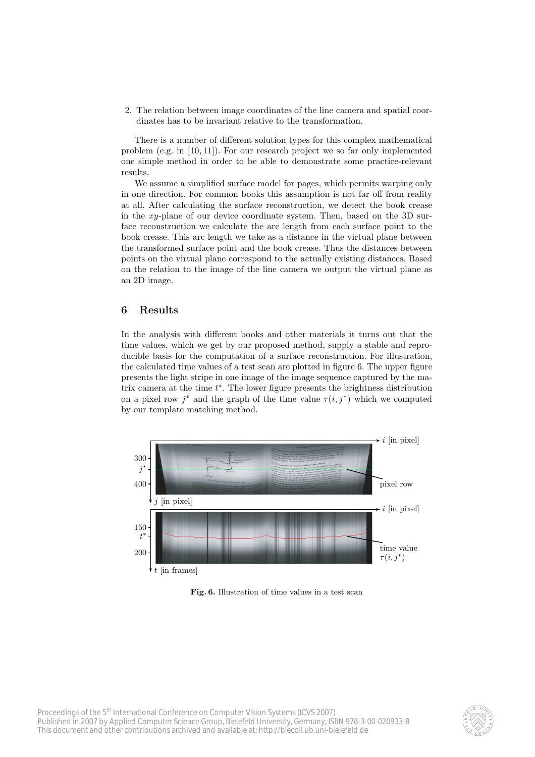2. The relation between image coordinates of the line camera and spatial coordinates has to be invariant relative to the transformation.

There is a number of different solution types for this complex mathematical problem (e.g. in [10, 11]). For our research project we so far only implemented one simple method in order to be able to demonstrate some practice-relevant results.

We assume a simplified surface model for pages, which permits warping only in one direction. For common books this assumption is not far off from reality at all. After calculating the surface reconstruction, we detect the book crease in the $xy$-plane of our device coordinate system. Then, based on the 3D surface reconstruction we calculate the arc length from each surface point to the book crease. This arc length we take as a distance in the virtual plane between the transformed surface point and the book crease. Thus the distances between points on the virtual plane correspond to the actually existing distances. Based on the relation to the image of the line camera we output the virtual plane as an 2D image.

## 6 Results

In the analysis with different books and other materials it turns out that the time values, which we get by our proposed method, supply a stable and reproducible basis for the computation of a surface reconstruction. For illustration, the calculated time values of a test scan are plotted in figure 6. The upper figure presents the light stripe in one image of the image sequence captured by the matrix camera at the time $t^*$. The lower figure presents the brightness distribution on a pixel row $j^*$ and the graph of the time value $\tau(i, j^*)$ which we computed by our template matching method.

**Fig. 6.** Illustration of time values in a test scan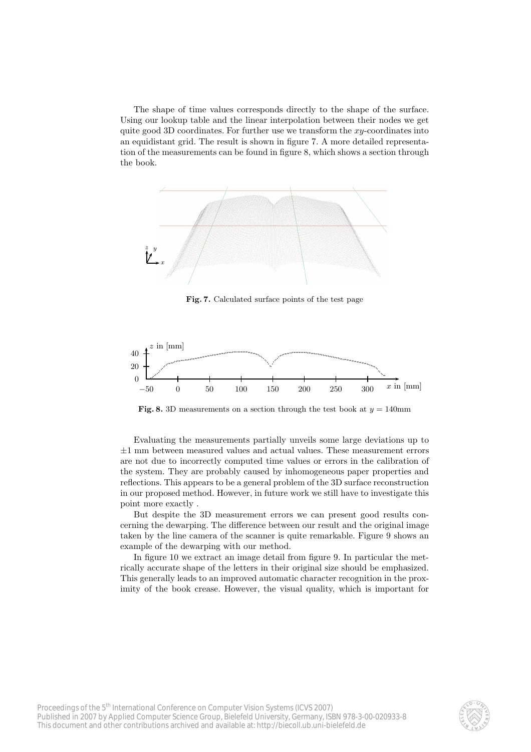The shape of time values corresponds directly to the shape of the surface. Using our lookup table and the linear interpolation between their nodes we get quite good 3D coordinates. For further use we transform the $xy$-coordinates into an equidistant grid. The result is shown in figure 7. A more detailed representation of the measurements can be found in figure 8, which shows a section through the book.

**Fig. 7.** Calculated surface points of the test page

**Fig. 8.** 3D measurements on a section through the test book at $y = 140$mm

Evaluating the measurements partially unveils some large deviations up to $\pm 1$ mm between measured values and actual values. These measurement errors are not due to incorrectly computed time values or errors in the calibration of the system. They are probably caused by inhomogeneous paper properties and reflections. This appears to be a general problem of the 3D surface reconstruction in our proposed method. However, in future work we still have to investigate this point more exactly .

But despite the 3D measurement errors we can present good results concerning the dewarping. The difference between our result and the original image taken by the line camera of the scanner is quite remarkable. Figure 9 shows an example of the dewarping with our method.

In figure 10 we extract an image detail from figure 9. In particular the metrically accurate shape of the letters in their original size should be emphasized. This generally leads to an improved automatic character recognition in the proximity of the book crease. However, the visual quality, which is important for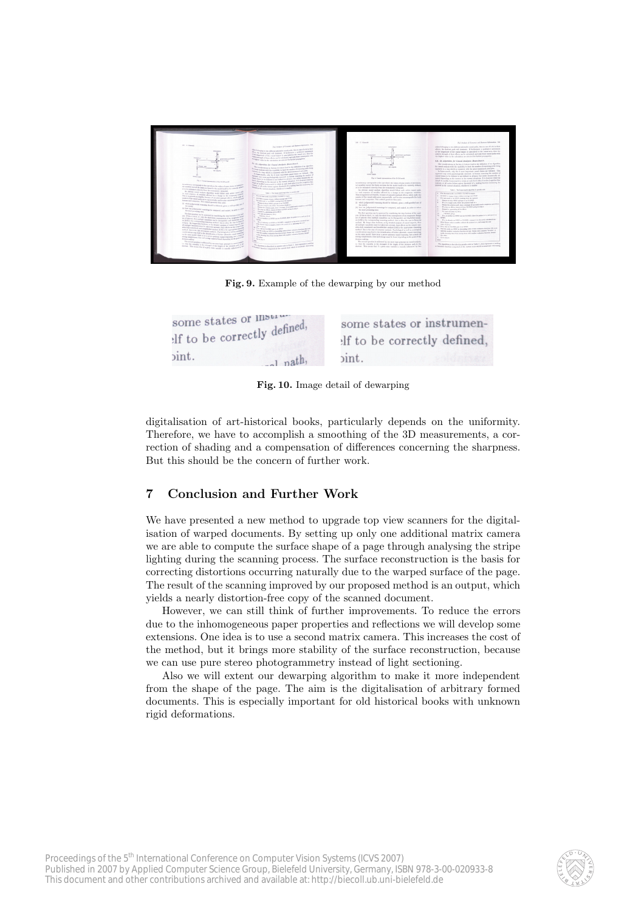**Fig. 9.** Example of the dewarping by our method

**Fig. 10.** Image detail of dewarping

digitalisation of art-historical books, particularly depends on the uniformity. Therefore, we have to accomplish a smoothing of the 3D measurements, a correction of shading and a compensation of differences concerning the sharpness. But this should be the concern of further work.

## 7 Conclusion and Further Work

We have presented a new method to upgrade top view scanners for the digitalisation of warped documents. By setting up only one additional matrix camera we are able to compute the surface shape of a page through analysing the stripe lighting during the scanning process. The surface reconstruction is the basis for correcting distortions occurring naturally due to the warped surface of the page. The result of the scanning improved by our proposed method is an output, which yields a nearly distortion-free copy of the scanned document.

However, we can still think of further improvements. To reduce the errors due to the inhomogeneous paper properties and reflections we will develop some extensions. One idea is to use a second matrix camera. This increases the cost of the method, but it brings more stability of the surface reconstruction, because we can use pure stereo photogrammetry instead of light sectioning.

Also we will extent our dewarping algorithm to make it more independent from the shape of the page. The aim is the digitalisation of arbitrary formed documents. This is especially important for old historical books with unknown rigid deformations.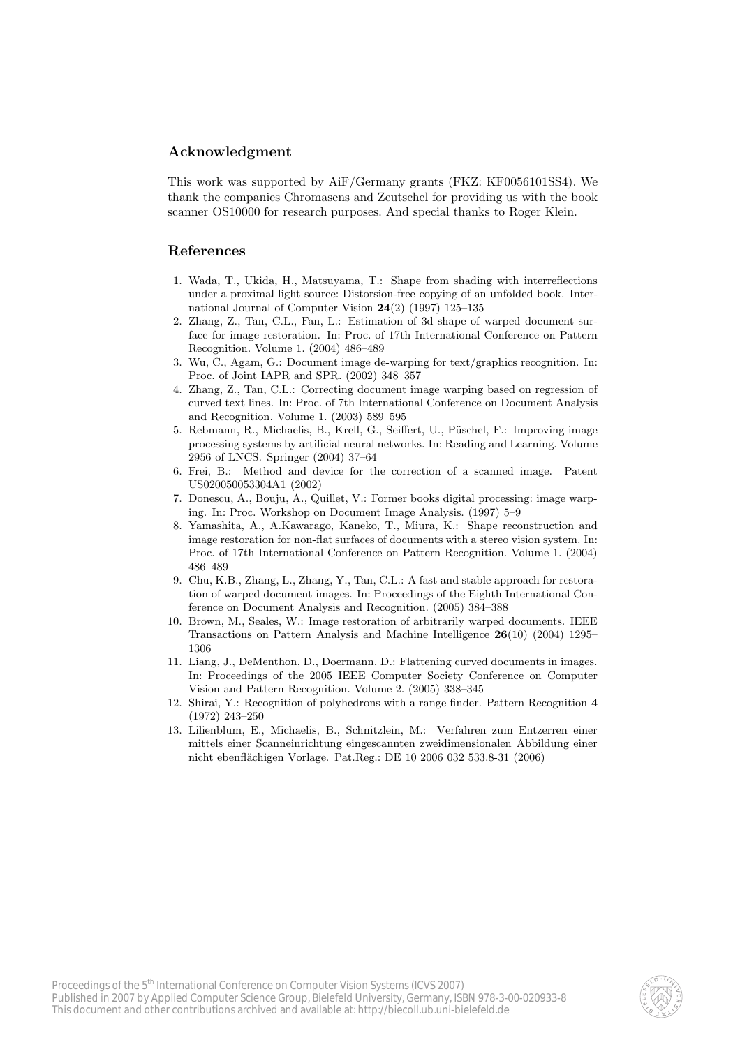## Acknowledgment

This work was supported by AiF/Germany grants (FKZ: KF0056101SS4). We thank the companies Chromasens and Zeutschel for providing us with the book scanner OS10000 for research purposes. And special thanks to Roger Klein.

## References

1. Wada, T., Ukida, H., Matsuyama, T.: Shape from shading with interreflections under a proximal light source: Distorsion-free copying of an unfolded book. International Journal of Computer Vision **24**(2) (1997) 125–135
2. Zhang, Z., Tan, C.L., Fan, L.: Estimation of 3d shape of warped document surface for image restoration. In: Proc. of 17th International Conference on Pattern Recognition. Volume 1. (2004) 486–489
3. Wu, C., Agam, G.: Document image de-warping for text/graphics recognition. In: Proc. of Joint IAPR and SPR. (2002) 348–357
4. Zhang, Z., Tan, C.L.: Correcting document image warping based on regression of curved text lines. In: Proc. of 7th International Conference on Document Analysis and Recognition. Volume 1. (2003) 589–595
5. Rebmann, R., Michaelis, B., Krell, G., Seiffert, U., Püschel, F.: Improving image processing systems by artificial neural networks. In: Reading and Learning. Volume 2956 of LNCS. Springer (2004) 37–64
6. Frei, B.: Method and device for the correction of a scanned image. Patent US020050053304A1 (2002)
7. Donescu, A., Bouju, A., Quillet, V.: Former books digital processing: image warping. In: Proc. Workshop on Document Image Analysis. (1997) 5–9
8. Yamashita, A., A.Kawarago, Kaneko, T., Miura, K.: Shape reconstruction and image restoration for non-flat surfaces of documents with a stereo vision system. In: Proc. of 17th International Conference on Pattern Recognition. Volume 1. (2004) 486–489
9. Chu, K.B., Zhang, L., Zhang, Y., Tan, C.L.: A fast and stable approach for restoration of warped document images. In: Proceedings of the Eighth International Conference on Document Analysis and Recognition. (2005) 384–388
10. Brown, M., Seales, W.: Image restoration of arbitrarily warped documents. IEEE Transactions on Pattern Analysis and Machine Intelligence **26**(10) (2004) 1295–1306
11. Liang, J., DeMenthon, D., Doermann, D.: Flattening curved documents in images. In: Proceedings of the 2005 IEEE Computer Society Conference on Computer Vision and Pattern Recognition. Volume 2. (2005) 338–345
12. Shirai, Y.: Recognition of polyhedrons with a range finder. Pattern Recognition **4** (1972) 243–250
13. Lilienblum, E., Michaelis, B., Schnitzlein, M.: Verfahren zum Entzerren einer mittels einer Scanneinrichtung eingescannten zweidimensionalen Abbildung einer nicht ebenflächigen Vorlage. Pat.Reg.: DE 10 2006 032 533.8-31 (2006)